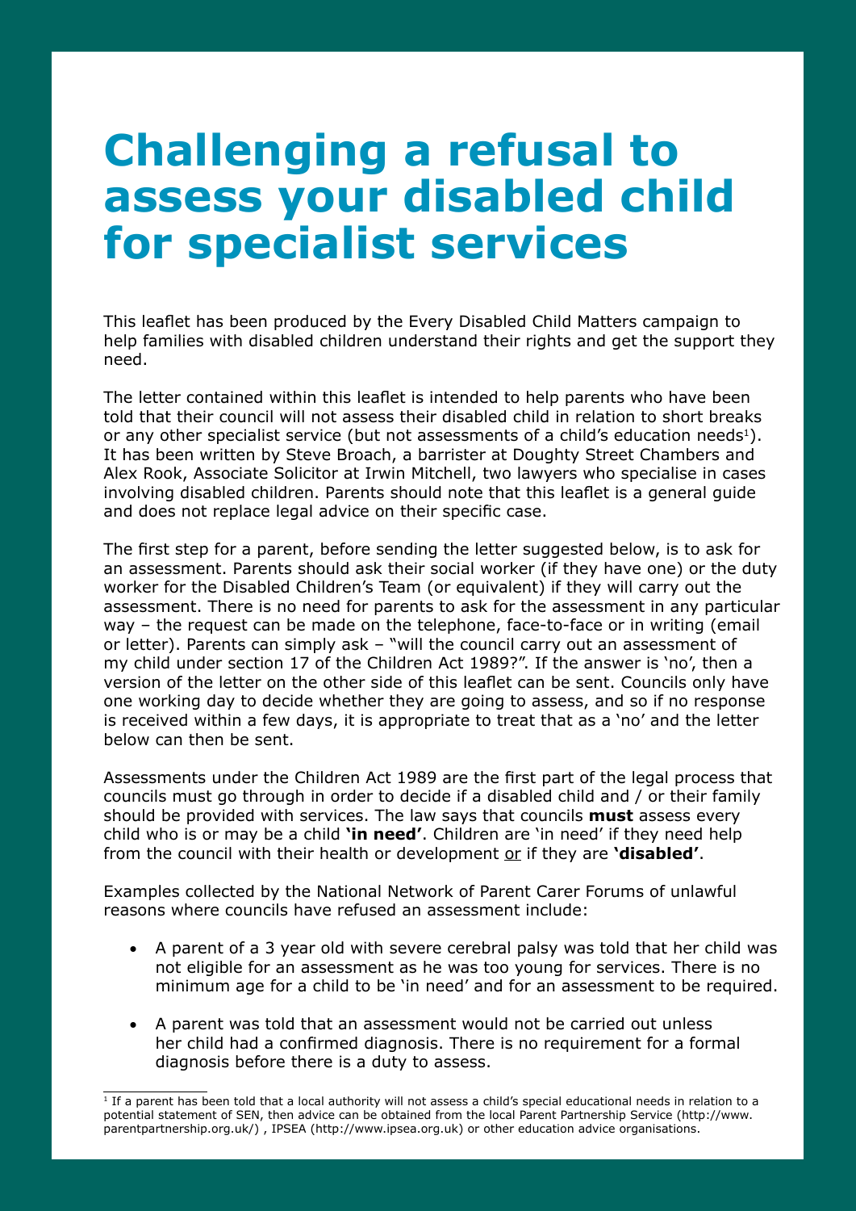# Challenging a refusal to assess your disabled child for specialist services

This leaflet has been produced by the Every Disabled Child Matters campaign to help families with disabled children understand their rights and get the support they need.

The letter contained within this leaflet is intended to help parents who have been told that their council will not assess their disabled child in relation to short breaks or any other specialist service (but not assessments of a child's education needs[1]). It has been written by Steve Broach, a barrister at Doughty Street Chambers and Alex Rook, Associate Solicitor at Irwin Mitchell, two lawyers who specialise in cases involving disabled children. Parents should note that this leaflet is a general guide and does not replace legal advice on their specific case.

The first step for a parent, before sending the letter suggested below, is to ask for an assessment. Parents should ask their social worker (if they have one) or the duty worker for the Disabled Children's Team (or equivalent) if they will carry out the assessment. There is no need for parents to ask for the assessment in any particular way – the request can be made on the telephone, face-to-face or in writing (email or letter). Parents can simply ask – "will the council carry out an assessment of my child under section 17 of the Children Act 1989?". If the answer is 'no', then a version of the letter on the other side of this leaflet can be sent. Councils only have one working day to decide whether they are going to assess, and so if no response is received within a few days, it is appropriate to treat that as a 'no' and the letter below can then be sent.

Assessments under the Children Act 1989 are the first part of the legal process that councils must go through in order to decide if a disabled child and / or their family should be provided with services. The law says that councils **must** assess every child who is or may be a child **'in need'**. Children are 'in need' if they need help from the council with their health or development <u>or</u> if they are **'disabled'**.

Examples collected by the National Network of Parent Carer Forums of unlawful reasons where councils have refused an assessment include:

- A parent of a 3 year old with severe cerebral palsy was told that her child was not eligible for an assessment as he was too young for services. There is no minimum age for a child to be 'in need' and for an assessment to be required.
- A parent was told that an assessment would not be carried out unless her child had a confirmed diagnosis. There is no requirement for a formal diagnosis before there is a duty to assess.

[1] If a parent has been told that a local authority will not assess a child's special educational needs in relation to a potential statement of SEN, then advice can be obtained from the local Parent Partnership Service (http://www.parentpartnership.org.uk/) , IPSEA (http://www.ipsea.org.uk) or other education advice organisations.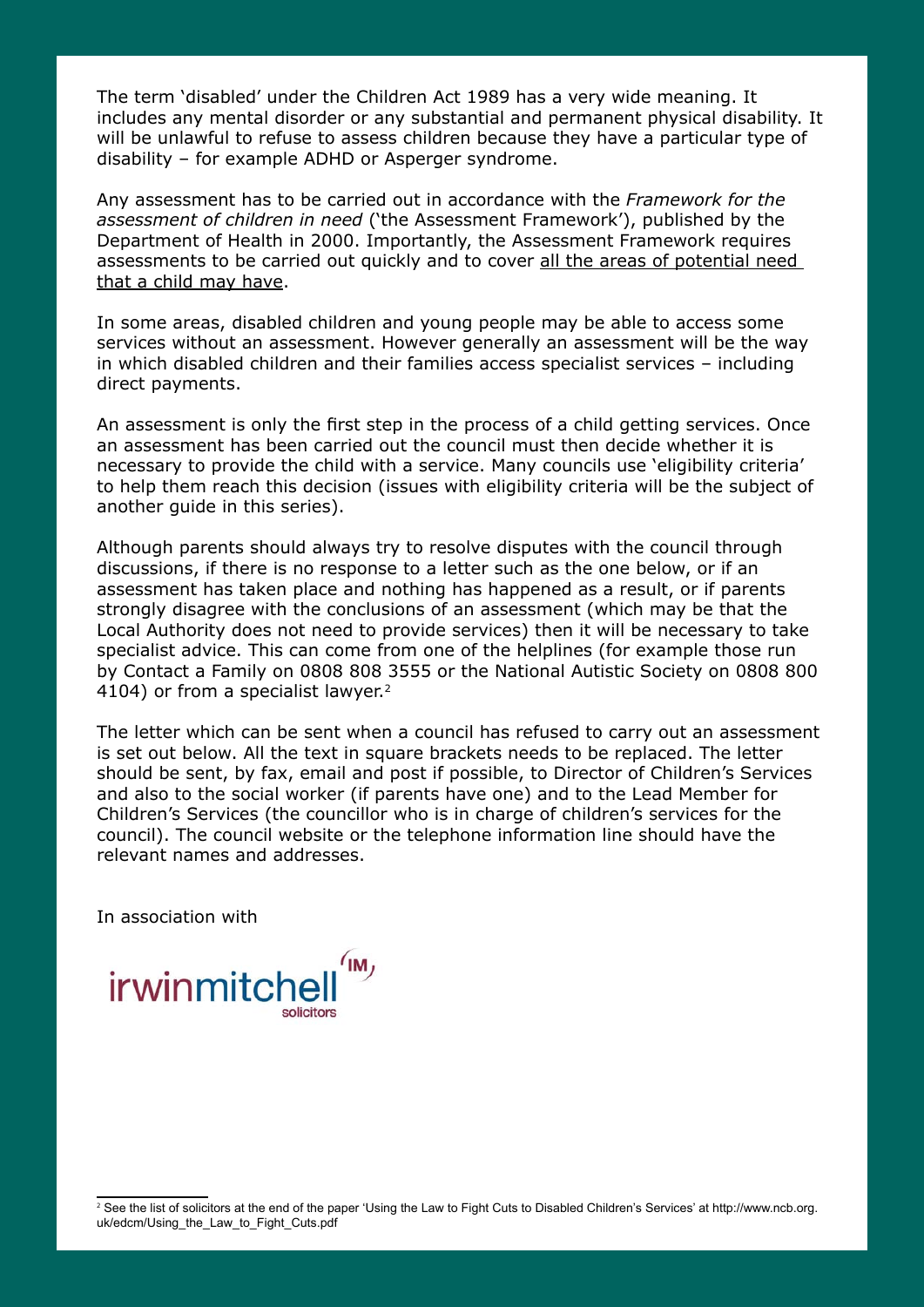The term 'disabled' under the Children Act 1989 has a very wide meaning. It includes any mental disorder or any substantial and permanent physical disability. It will be unlawful to refuse to assess children because they have a particular type of disability – for example ADHD or Asperger syndrome.

Any assessment has to be carried out in accordance with the *Framework for the assessment of children in need* ('the Assessment Framework'), published by the Department of Health in 2000. Importantly, the Assessment Framework requires assessments to be carried out quickly and to cover <u>all the areas of potential need that a child may have</u>.

In some areas, disabled children and young people may be able to access some services without an assessment. However generally an assessment will be the way in which disabled children and their families access specialist services – including direct payments.

An assessment is only the first step in the process of a child getting services. Once an assessment has been carried out the council must then decide whether it is necessary to provide the child with a service. Many councils use 'eligibility criteria' to help them reach this decision (issues with eligibility criteria will be the subject of another guide in this series).

Although parents should always try to resolve disputes with the council through discussions, if there is no response to a letter such as the one below, or if an assessment has taken place and nothing has happened as a result, or if parents strongly disagree with the conclusions of an assessment (which may be that the Local Authority does not need to provide services) then it will be necessary to take specialist advice. This can come from one of the helplines (for example those run by Contact a Family on 0808 808 3555 or the National Autistic Society on 0808 800 4104) or from a specialist lawyer.[2]

The letter which can be sent when a council has refused to carry out an assessment is set out below. All the text in square brackets needs to be replaced. The letter should be sent, by fax, email and post if possible, to Director of Children's Services and also to the social worker (if parents have one) and to the Lead Member for Children's Services (the councillor who is in charge of children's services for the council). The council website or the telephone information line should have the relevant names and addresses.

In association with

irwinmitchell solicitors

[2] See the list of solicitors at the end of the paper 'Using the Law to Fight Cuts to Disabled Children's Services' at http://www.ncb.org.uk/edcm/Using_the_Law_to_Fight_Cuts.pdf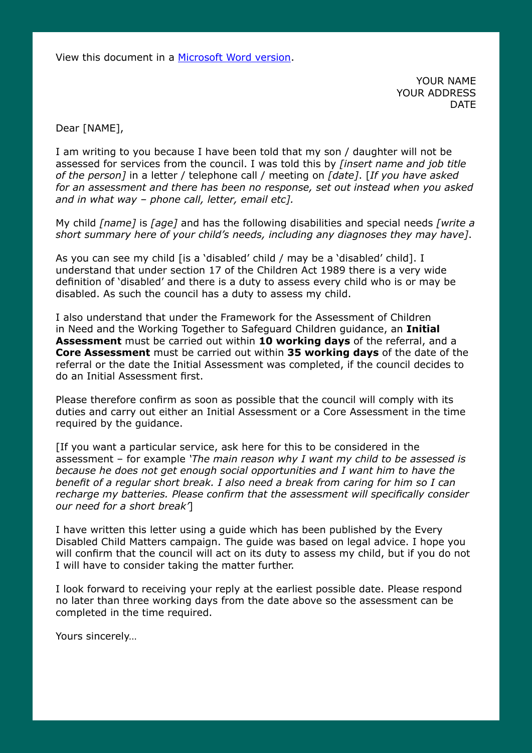View this document in a [Microsoft Word version](Microsoft Word version).

YOUR NAME
YOUR ADDRESS
DATE

Dear [NAME],

I am writing to you because I have been told that my son / daughter will not be assessed for services from the council. I was told this by *[insert name and job title of the person]* in a letter / telephone call / meeting on *[date]*. [*If you have asked for an assessment and there has been no response, set out instead when you asked and in what way – phone call, letter, email etc].*

My child *[name]* is *[age]* and has the following disabilities and special needs *[write a short summary here of your child's needs, including any diagnoses they may have]*.

As you can see my child [is a 'disabled' child / may be a 'disabled' child]. I understand that under section 17 of the Children Act 1989 there is a very wide definition of 'disabled' and there is a duty to assess every child who is or may be disabled. As such the council has a duty to assess my child.

I also understand that under the Framework for the Assessment of Children in Need and the Working Together to Safeguard Children guidance, an **Initial Assessment** must be carried out within **10 working days** of the referral, and a **Core Assessment** must be carried out within **35 working days** of the date of the referral or the date the Initial Assessment was completed, if the council decides to do an Initial Assessment first.

Please therefore confirm as soon as possible that the council will comply with its duties and carry out either an Initial Assessment or a Core Assessment in the time required by the guidance.

[If you want a particular service, ask here for this to be considered in the assessment – for example *'The main reason why I want my child to be assessed is because he does not get enough social opportunities and I want him to have the benefit of a regular short break. I also need a break from caring for him so I can recharge my batteries. Please confirm that the assessment will specifically consider our need for a short break'*]

I have written this letter using a guide which has been published by the Every Disabled Child Matters campaign. The guide was based on legal advice. I hope you will confirm that the council will act on its duty to assess my child, but if you do not I will have to consider taking the matter further.

I look forward to receiving your reply at the earliest possible date. Please respond no later than three working days from the date above so the assessment can be completed in the time required.

Yours sincerely…